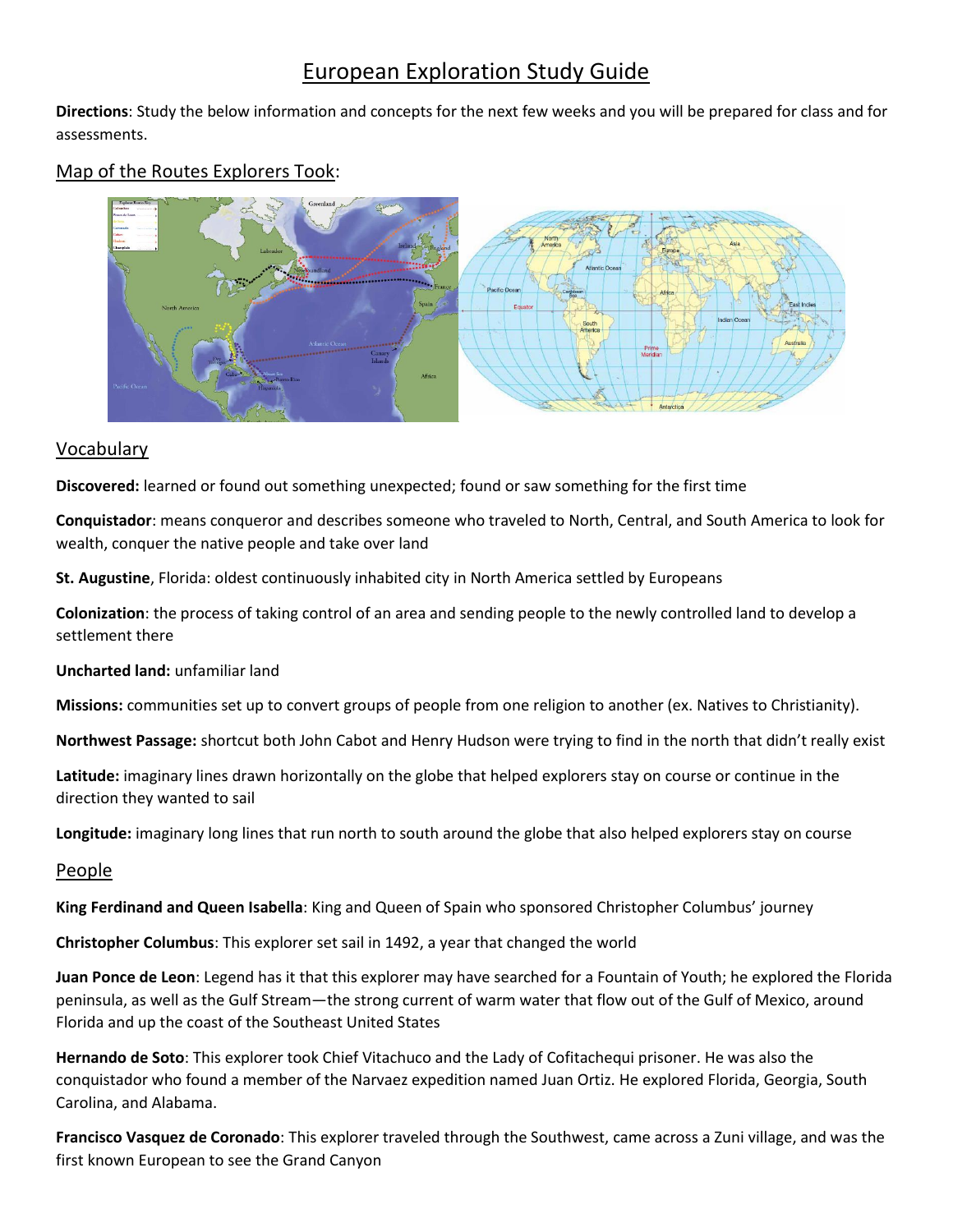# European Exploration Study Guide

**Directions**: Study the below information and concepts for the next few weeks and you will be prepared for class and for assessments.

## Map of the Routes Explorers Took:

## Vocabulary

**Discovered:** learned or found out something unexpected; found or saw something for the first time

**Conquistador**: means conqueror and describes someone who traveled to North, Central, and South America to look for wealth, conquer the native people and take over land

**St. Augustine**, Florida: oldest continuously inhabited city in North America settled by Europeans

**Colonization**: the process of taking control of an area and sending people to the newly controlled land to develop a settlement there

**Uncharted land:** unfamiliar land

**Missions:** communities set up to convert groups of people from one religion to another (ex. Natives to Christianity).

**Northwest Passage:** shortcut both John Cabot and Henry Hudson were trying to find in the north that didn't really exist

**Latitude:** imaginary lines drawn horizontally on the globe that helped explorers stay on course or continue in the direction they wanted to sail

**Longitude:** imaginary long lines that run north to south around the globe that also helped explorers stay on course

## People

**King Ferdinand and Queen Isabella**: King and Queen of Spain who sponsored Christopher Columbus' journey

**Christopher Columbus**: This explorer set sail in 1492, a year that changed the world

**Juan Ponce de Leon**: Legend has it that this explorer may have searched for a Fountain of Youth; he explored the Florida peninsula, as well as the Gulf Stream—the strong current of warm water that flow out of the Gulf of Mexico, around Florida and up the coast of the Southeast United States

**Hernando de Soto**: This explorer took Chief Vitachuco and the Lady of Cofitachequi prisoner. He was also the conquistador who found a member of the Narvaez expedition named Juan Ortiz. He explored Florida, Georgia, South Carolina, and Alabama.

**Francisco Vasquez de Coronado**: This explorer traveled through the Southwest, came across a Zuni village, and was the first known European to see the Grand Canyon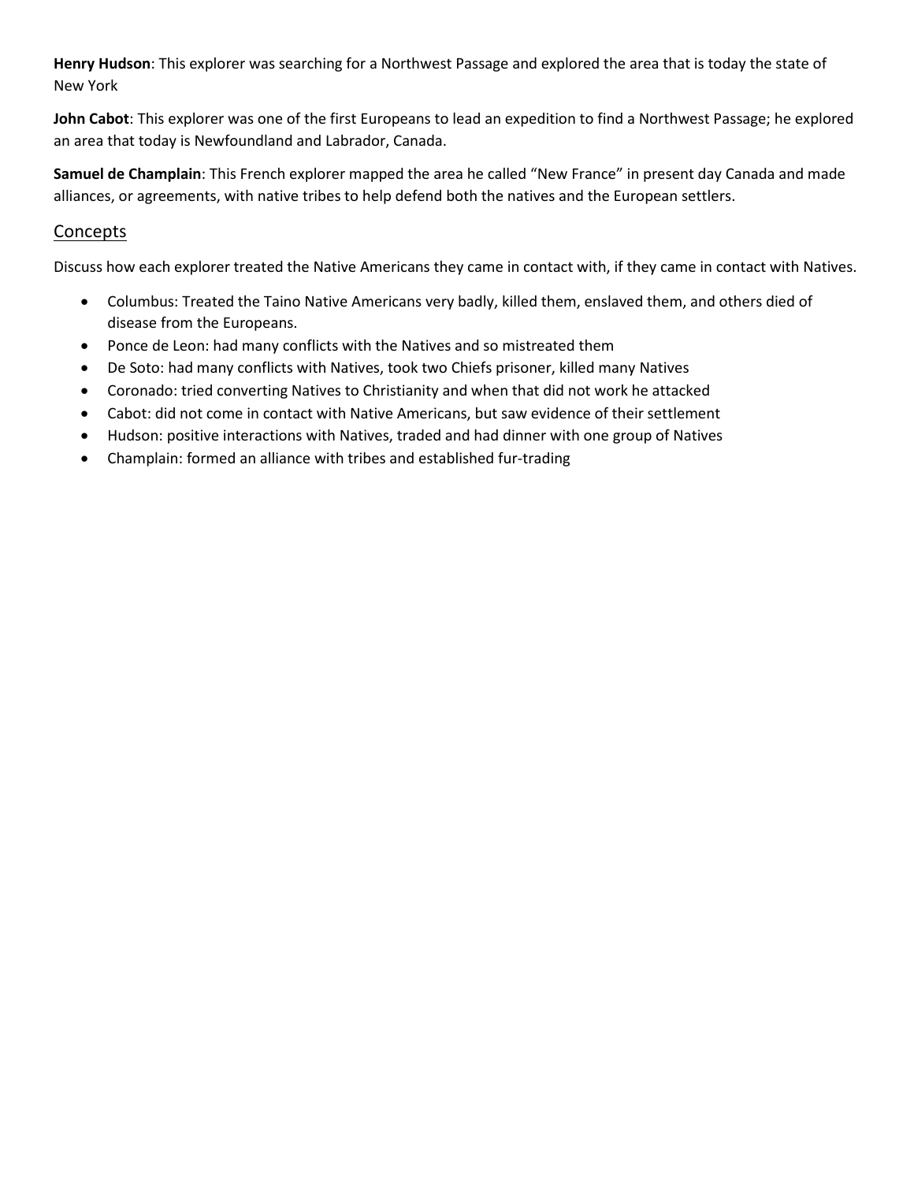**Henry Hudson**: This explorer was searching for a Northwest Passage and explored the area that is today the state of New York

**John Cabot**: This explorer was one of the first Europeans to lead an expedition to find a Northwest Passage; he explored an area that today is Newfoundland and Labrador, Canada.

**Samuel de Champlain**: This French explorer mapped the area he called "New France" in present day Canada and made alliances, or agreements, with native tribes to help defend both the natives and the European settlers.

## Concepts

Discuss how each explorer treated the Native Americans they came in contact with, if they came in contact with Natives.

- Columbus: Treated the Taino Native Americans very badly, killed them, enslaved them, and others died of disease from the Europeans.
- Ponce de Leon: had many conflicts with the Natives and so mistreated them
- De Soto: had many conflicts with Natives, took two Chiefs prisoner, killed many Natives
- Coronado: tried converting Natives to Christianity and when that did not work he attacked
- Cabot: did not come in contact with Native Americans, but saw evidence of their settlement
- Hudson: positive interactions with Natives, traded and had dinner with one group of Natives
- Champlain: formed an alliance with tribes and established fur-trading